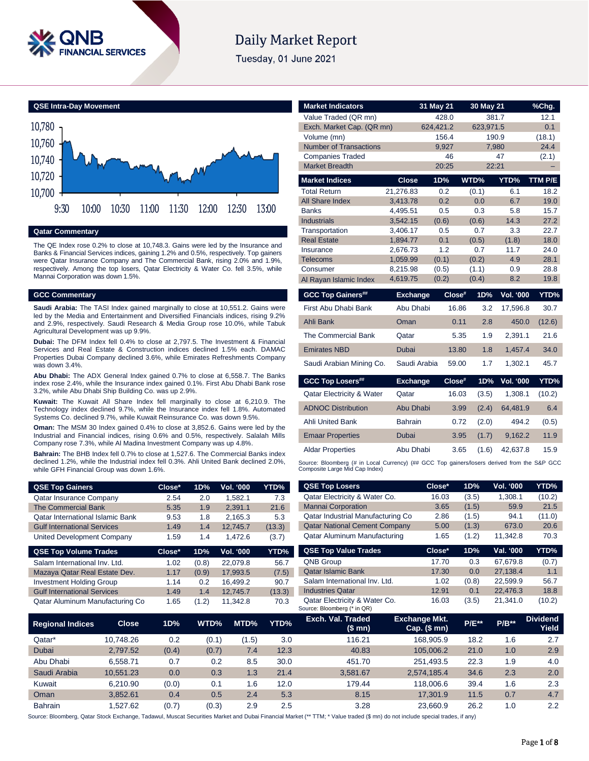# Daily Market Report

Tuesday, 01 June 2021

## QSE Intra-Day Movement

## Qatar Commentary

The QE Index rose 0.2% to close at 10,748.3. Gains were led by the Insurance and Banks & Financial Services indices, gaining 1.2% and 0.5%, respectively. Top gainers were Qatar Insurance Company and The Commercial Bank, rising 2.0% and 1.9%, respectively. Among the top losers, Qatar Electricity & Water Co. fell 3.5%, while Mannai Corporation was down 1.5%.

## GCC Commentary

**Saudi Arabia:** The TASI Index gained marginally to close at 10,551.2. Gains were led by the Media and Entertainment and Diversified Financials indices, rising 9.2% and 2.9%, respectively. Saudi Research & Media Group rose 10.0%, while Tabuk Agricultural Development was up 9.9%.

**Dubai:** The DFM Index fell 0.4% to close at 2,797.5. The Investment & Financial Services and Real Estate & Construction indices declined 1.5% each. DAMAC Properties Dubai Company declined 3.6%, while Emirates Refreshments Company was down 3.4%.

**Abu Dhabi:** The ADX General Index gained 0.7% to close at 6,558.7. The Banks index rose 2.4%, while the Insurance index gained 0.1%. First Abu Dhabi Bank rose 3.2%, while Abu Dhabi Ship Building Co. was up 2.9%.

**Kuwait:** The Kuwait All Share Index fell marginally to close at 6,210.9. The Technology index declined 9.7%, while the Insurance index fell 1.8%. Automated Systems Co. declined 9.7%, while Kuwait Reinsurance Co. was down 9.5%.

**Oman:** The MSM 30 Index gained 0.4% to close at 3,852.6. Gains were led by the Industrial and Financial indices, rising 0.6% and 0.5%, respectively. Salalah Mills Company rose 7.3%, while Al Madina Investment Company was up 4.8%.

**Bahrain:** The BHB Index fell 0.7% to close at 1,527.6. The Commercial Banks index declined 1.2%, while the Industrial index fell 0.3%. Ahli United Bank declined 2.0%, while GFH Financial Group was down 1.6%.

| Market Indicators | 31 May 21 | 30 May 21 | %Chg. |
|---|---|---|---|
| Value Traded (QR mn) | 428.0 | 381.7 | 12.1 |
| Exch. Market Cap. (QR mn) | 624,421.2 | 623,971.5 | 0.1 |
| Volume (mn) | 156.4 | 190.9 | (18.1) |
| Number of Transactions | 9,927 | 7,980 | 24.4 |
| Companies Traded | 46 | 47 | (2.1) |
| Market Breadth | 20:25 | 22:21 | – |

| Market Indices | Close | 1D% | WTD% | YTD% | TTM P/E |
|---|---|---|---|---|---|
| Total Return | 21,276.83 | 0.2 | (0.1) | 6.1 | 18.2 |
| All Share Index | 3,413.78 | 0.2 | 0.0 | 6.7 | 19.0 |
| Banks | 4,495.51 | 0.5 | 0.3 | 5.8 | 15.7 |
| Industrials | 3,542.15 | (0.6) | (0.6) | 14.3 | 27.2 |
| Transportation | 3,406.17 | 0.5 | 0.7 | 3.3 | 22.7 |
| Real Estate | 1,894.77 | 0.1 | (0.5) | (1.8) | 18.0 |
| Insurance | 2,676.73 | 1.2 | 0.7 | 11.7 | 24.0 |
| Telecoms | 1,059.99 | (0.1) | (0.2) | 4.9 | 28.1 |
| Consumer | 8,215.98 | (0.5) | (1.1) | 0.9 | 28.8 |
| Al Rayan Islamic Index | 4,619.75 | (0.2) | (0.4) | 8.2 | 19.8 |

| GCC Top Gainers## | Exchange | Close# | 1D% | Vol. '000 | YTD% |
|---|---|---|---|---|---|
| First Abu Dhabi Bank | Abu Dhabi | 16.86 | 3.2 | 17,596.8 | 30.7 |
| Ahli Bank | Oman | 0.11 | 2.8 | 450.0 | (12.6) |
| The Commercial Bank | Qatar | 5.35 | 1.9 | 2,391.1 | 21.6 |
| Emirates NBD | Dubai | 13.80 | 1.8 | 1,457.4 | 34.0 |
| Saudi Arabian Mining Co. | Saudi Arabia | 59.00 | 1.7 | 1,302.1 | 45.7 |

| GCC Top Losers## | Exchange | Close# | 1D% | Vol. '000 | YTD% |
|---|---|---|---|---|---|
| Qatar Electricity & Water | Qatar | 16.03 | (3.5) | 1,308.1 | (10.2) |
| ADNOC Distribution | Abu Dhabi | 3.99 | (2.4) | 64,481.9 | 6.4 |
| Ahli United Bank | Bahrain | 0.72 | (2.0) | 494.2 | (0.5) |
| Emaar Properties | Dubai | 3.95 | (1.7) | 9,162.2 | 11.9 |
| Aldar Properties | Abu Dhabi | 3.65 | (1.6) | 42,637.8 | 15.9 |

Source: Bloomberg (# in Local Currency) (## GCC Top gainers/losers derived from the S&P GCC Composite Large Mid Cap Index)

| QSE Top Gainers | Close* | 1D% | Vol. '000 | YTD% |
|---|---|---|---|---|
| Qatar Insurance Company | 2.54 | 2.0 | 1,582.1 | 7.3 |
| The Commercial Bank | 5.35 | 1.9 | 2,391.1 | 21.6 |
| Qatar International Islamic Bank | 9.53 | 1.8 | 2,165.3 | 5.3 |
| Gulf International Services | 1.49 | 1.4 | 12,745.7 | (13.3) |
| United Development Company | 1.59 | 1.4 | 1,472.6 | (3.7) |

| QSE Top Volume Trades | Close* | 1D% | Vol. '000 | YTD% |
|---|---|---|---|---|
| Salam International Inv. Ltd. | 1.02 | (0.8) | 22,079.8 | 56.7 |
| Mazaya Qatar Real Estate Dev. | 1.17 | (0.9) | 17,993.5 | (7.5) |
| Investment Holding Group | 1.14 | 0.2 | 16,499.2 | 90.7 |
| Gulf International Services | 1.49 | 1.4 | 12,745.7 | (13.3) |
| Qatar Aluminum Manufacturing Co | 1.65 | (1.2) | 11,342.8 | 70.3 |

| QSE Top Losers | Close* | 1D% | Vol. '000 | YTD% |
|---|---|---|---|---|
| Qatar Electricity & Water Co. | 16.03 | (3.5) | 1,308.1 | (10.2) |
| Mannai Corporation | 3.65 | (1.5) | 59.9 | 21.5 |
| Qatar Industrial Manufacturing Co | 2.86 | (1.5) | 94.1 | (11.0) |
| Qatar National Cement Company | 5.00 | (1.3) | 673.0 | 20.6 |
| Qatar Aluminum Manufacturing | 1.65 | (1.2) | 11,342.8 | 70.3 |

| QSE Top Value Trades | Close* | 1D% | Val. '000 | YTD% |
|---|---|---|---|---|
| QNB Group | 17.70 | 0.3 | 67,679.8 | (0.7) |
| Qatar Islamic Bank | 17.30 | 0.0 | 27,138.4 | 1.1 |
| Salam International Inv. Ltd. | 1.02 | (0.8) | 22,599.9 | 56.7 |
| Industries Qatar | 12.91 | 0.1 | 22,476.3 | 18.8 |
| Qatar Electricity & Water Co. | 16.03 | (3.5) | 21,341.0 | (10.2) |

Source: Bloomberg (* in QR)

| Regional Indices | Close | 1D% | WTD% | MTD% | YTD% | Exch. Val. Traded ($ mn) | Exchange Mkt. Cap. ($ mn) | P/E** | P/B** | Dividend Yield |
|---|---|---|---|---|---|---|---|---|---|---|
| Qatar* | 10,748.26 | 0.2 | (0.1) | (1.5) | 3.0 | 116.21 | 168,905.9 | 18.2 | 1.6 | 2.7 |
| Dubai | 2,797.52 | (0.4) | (0.7) | 7.4 | 12.3 | 40.83 | 105,006.2 | 21.0 | 1.0 | 2.9 |
| Abu Dhabi | 6,558.71 | 0.7 | 0.2 | 8.5 | 30.0 | 451.70 | 251,493.5 | 22.3 | 1.9 | 4.0 |
| Saudi Arabia | 10,551.23 | 0.0 | 0.3 | 1.3 | 21.4 | 3,581.67 | 2,574,185.4 | 34.6 | 2.3 | 2.0 |
| Kuwait | 6,210.90 | (0.0) | 0.1 | 1.6 | 12.0 | 179.44 | 118,006.6 | 39.4 | 1.6 | 2.3 |
| Oman | 3,852.61 | 0.4 | 0.5 | 2.4 | 5.3 | 8.15 | 17,301.9 | 11.5 | 0.7 | 4.7 |
| Bahrain | 1,527.62 | (0.7) | (0.3) | 2.9 | 2.5 | 3.28 | 23,660.9 | 26.2 | 1.0 | 2.2 |

Source: Bloomberg, Qatar Stock Exchange, Tadawul, Muscat Securities Market and Dubai Financial Market (** TTM; * Value traded ($ mn) do not include special trades, if any)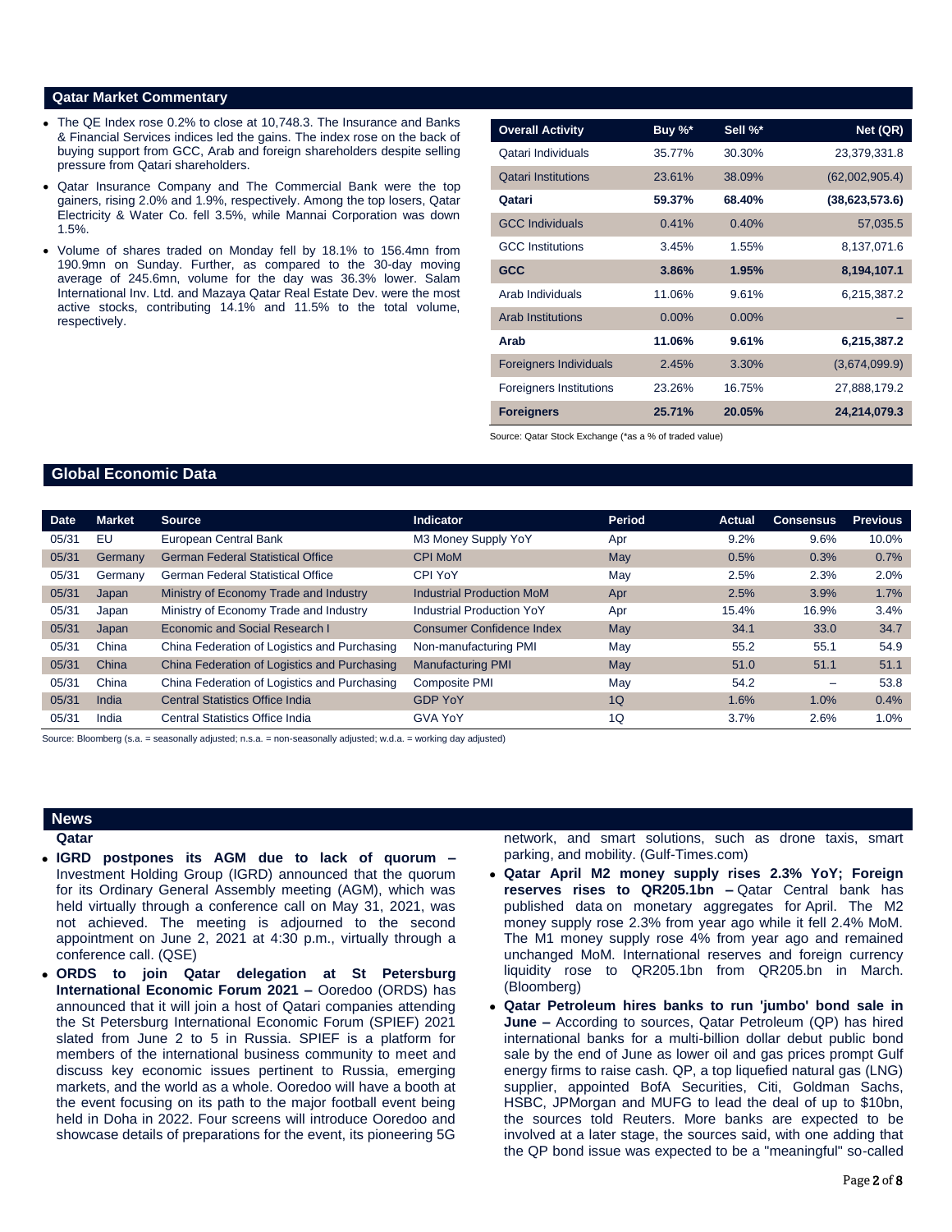## Qatar Market Commentary

- The QE Index rose 0.2% to close at 10,748.3. The Insurance and Banks & Financial Services indices led the gains. The index rose on the back of buying support from GCC, Arab and foreign shareholders despite selling pressure from Qatari shareholders.
- Qatar Insurance Company and The Commercial Bank were the top gainers, rising 2.0% and 1.9%, respectively. Among the top losers, Qatar Electricity & Water Co. fell 3.5%, while Mannai Corporation was down 1.5%.
- Volume of shares traded on Monday fell by 18.1% to 156.4mn from 190.9mn on Sunday. Further, as compared to the 30-day moving average of 245.6mn, volume for the day was 36.3% lower. Salam International Inv. Ltd. and Mazaya Qatar Real Estate Dev. were the most active stocks, contributing 14.1% and 11.5% to the total volume, respectively.

| Overall Activity | Buy %* | Sell %* | Net (QR) |
|---|---|---|---|
| Qatari Individuals | 35.77% | 30.30% | 23,379,331.8 |
| Qatari Institutions | 23.61% | 38.09% | (62,002,905.4) |
| **Qatari** | **59.37%** | **68.40%** | **(38,623,573.6)** |
| GCC Individuals | 0.41% | 0.40% | 57,035.5 |
| GCC Institutions | 3.45% | 1.55% | 8,137,071.6 |
| **GCC** | **3.86%** | **1.95%** | **8,194,107.1** |
| Arab Individuals | 11.06% | 9.61% | 6,215,387.2 |
| Arab Institutions | 0.00% | 0.00% | – |
| **Arab** | **11.06%** | **9.61%** | **6,215,387.2** |
| Foreigners Individuals | 2.45% | 3.30% | (3,674,099.9) |
| Foreigners Institutions | 23.26% | 16.75% | 27,888,179.2 |
| **Foreigners** | **25.71%** | **20.05%** | **24,214,079.3** |

Source: Qatar Stock Exchange (*as a % of traded value)

## Global Economic Data

| Date | Market | Source | Indicator | Period | Actual | Consensus | Previous |
|---|---|---|---|---|---|---|---|
| 05/31 | EU | European Central Bank | M3 Money Supply YoY | Apr | 9.2% | 9.6% | 10.0% |
| 05/31 | Germany | German Federal Statistical Office | CPI MoM | May | 0.5% | 0.3% | 0.7% |
| 05/31 | Germany | German Federal Statistical Office | CPI YoY | May | 2.5% | 2.3% | 2.0% |
| 05/31 | Japan | Ministry of Economy Trade and Industry | Industrial Production MoM | Apr | 2.5% | 3.9% | 1.7% |
| 05/31 | Japan | Ministry of Economy Trade and Industry | Industrial Production YoY | Apr | 15.4% | 16.9% | 3.4% |
| 05/31 | Japan | Economic and Social Research I | Consumer Confidence Index | May | 34.1 | 33.0 | 34.7 |
| 05/31 | China | China Federation of Logistics and Purchasing | Non-manufacturing PMI | May | 55.2 | 55.1 | 54.9 |
| 05/31 | China | China Federation of Logistics and Purchasing | Manufacturing PMI | May | 51.0 | 51.1 | 51.1 |
| 05/31 | China | China Federation of Logistics and Purchasing | Composite PMI | May | 54.2 | – | 53.8 |
| 05/31 | India | Central Statistics Office India | GDP YoY | 1Q | 1.6% | 1.0% | 0.4% |
| 05/31 | India | Central Statistics Office India | GVA YoY | 1Q | 3.7% | 2.6% | 1.0% |

Source: Bloomberg (s.a. = seasonally adjusted; n.s.a. = non-seasonally adjusted; w.d.a. = working day adjusted)

## News

### Qatar

- **IGRD postpones its AGM due to lack of quorum –** Investment Holding Group (IGRD) announced that the quorum for its Ordinary General Assembly meeting (AGM), which was held virtually through a conference call on May 31, 2021, was not achieved. The meeting is adjourned to the second appointment on June 2, 2021 at 4:30 p.m., virtually through a conference call. (QSE)
- **ORDS to join Qatar delegation at St Petersburg International Economic Forum 2021 –** Ooredoo (ORDS) has announced that it will join a host of Qatari companies attending the St Petersburg International Economic Forum (SPIEF) 2021 slated from June 2 to 5 in Russia. SPIEF is a platform for members of the international business community to meet and discuss key economic issues pertinent to Russia, emerging markets, and the world as a whole. Ooredoo will have a booth at the event focusing on its path to the major football event being held in Doha in 2022. Four screens will introduce Ooredoo and showcase details of preparations for the event, its pioneering 5G network, and smart solutions, such as drone taxis, smart parking, and mobility. (Gulf-Times.com)
- **Qatar April M2 money supply rises 2.3% YoY; Foreign reserves rises to QR205.1bn –** Qatar Central bank has published data on monetary aggregates for April. The M2 money supply rose 2.3% from year ago while it fell 2.4% MoM. The M1 money supply rose 4% from year ago and remained unchanged MoM. International reserves and foreign currency liquidity rose to QR205.1bn from QR205.bn in March. (Bloomberg)
- **Qatar Petroleum hires banks to run 'jumbo' bond sale in June –** According to sources, Qatar Petroleum (QP) has hired international banks for a multi-billion dollar debut public bond sale by the end of June as lower oil and gas prices prompt Gulf energy firms to raise cash. QP, a top liquefied natural gas (LNG) supplier, appointed BofA Securities, Citi, Goldman Sachs, HSBC, JPMorgan and MUFG to lead the deal of up to $10bn, the sources told Reuters. More banks are expected to be involved at a later stage, the sources said, with one adding that the QP bond issue was expected to be a "meaningful" so-called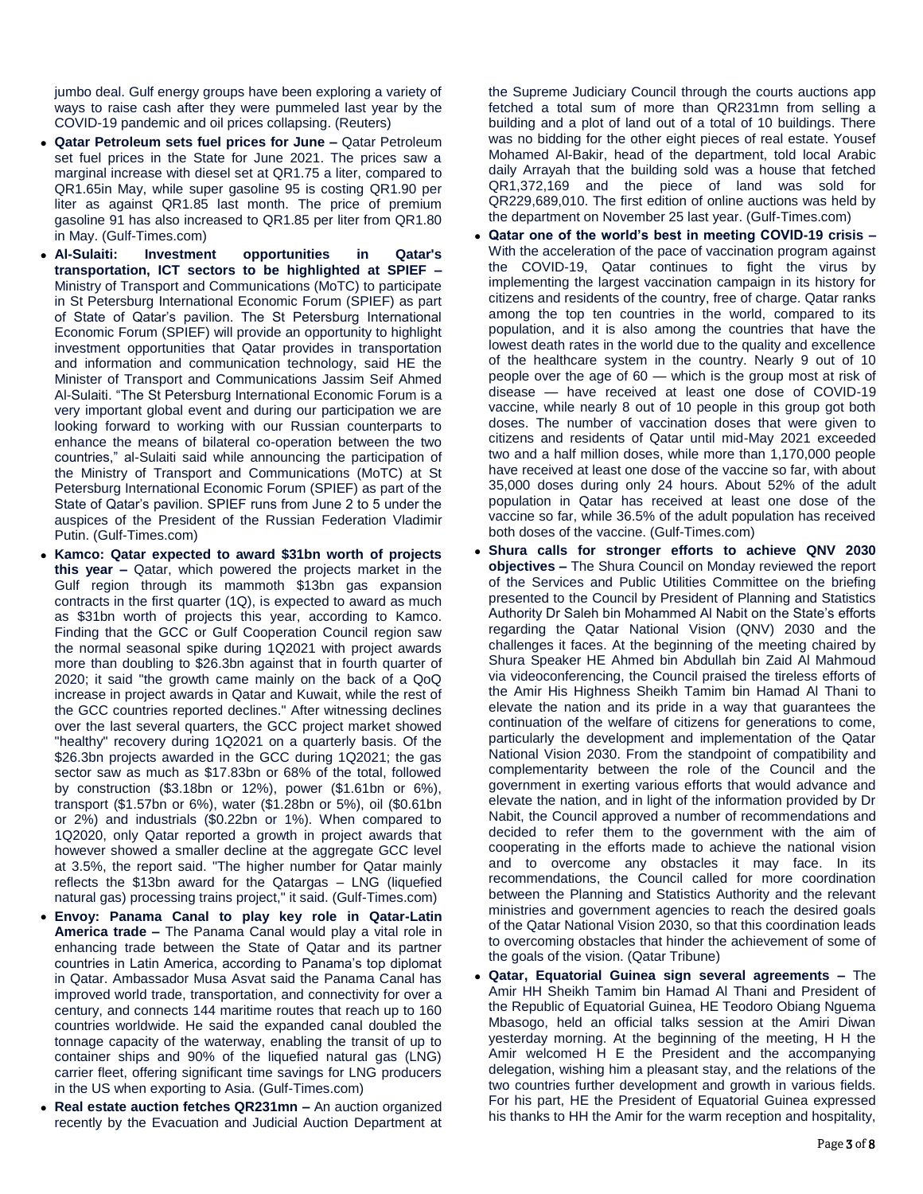jumbo deal. Gulf energy groups have been exploring a variety of ways to raise cash after they were pummeled last year by the COVID-19 pandemic and oil prices collapsing. (Reuters)

- **Qatar Petroleum sets fuel prices for June –** Qatar Petroleum set fuel prices in the State for June 2021. The prices saw a marginal increase with diesel set at QR1.75 a liter, compared to QR1.65in May, while super gasoline 95 is costing QR1.90 per liter as against QR1.85 last month. The price of premium gasoline 91 has also increased to QR1.85 per liter from QR1.80 in May. (Gulf-Times.com)
- **Al-Sulaiti: Investment opportunities in Qatar's transportation, ICT sectors to be highlighted at SPIEF –** Ministry of Transport and Communications (MoTC) to participate in St Petersburg International Economic Forum (SPIEF) as part of State of Qatar's pavilion. The St Petersburg International Economic Forum (SPIEF) will provide an opportunity to highlight investment opportunities that Qatar provides in transportation and information and communication technology, said HE the Minister of Transport and Communications Jassim Seif Ahmed Al-Sulaiti. "The St Petersburg International Economic Forum is a very important global event and during our participation we are looking forward to working with our Russian counterparts to enhance the means of bilateral co-operation between the two countries," al-Sulaiti said while announcing the participation of the Ministry of Transport and Communications (MoTC) at St Petersburg International Economic Forum (SPIEF) as part of the State of Qatar's pavilion. SPIEF runs from June 2 to 5 under the auspices of the President of the Russian Federation Vladimir Putin. (Gulf-Times.com)
- **Kamco: Qatar expected to award $31bn worth of projects this year –** Qatar, which powered the projects market in the Gulf region through its mammoth $13bn gas expansion contracts in the first quarter (1Q), is expected to award as much as $31bn worth of projects this year, according to Kamco. Finding that the GCC or Gulf Cooperation Council region saw the normal seasonal spike during 1Q2021 with project awards more than doubling to $26.3bn against that in fourth quarter of 2020; it said "the growth came mainly on the back of a QoQ increase in project awards in Qatar and Kuwait, while the rest of the GCC countries reported declines." After witnessing declines over the last several quarters, the GCC project market showed "healthy" recovery during 1Q2021 on a quarterly basis. Of the $26.3bn projects awarded in the GCC during 1Q2021; the gas sector saw as much as $17.83bn or 68% of the total, followed by construction ($3.18bn or 12%), power ($1.61bn or 6%), transport ($1.57bn or 6%), water ($1.28bn or 5%), oil ($0.61bn or 2%) and industrials ($0.22bn or 1%). When compared to 1Q2020, only Qatar reported a growth in project awards that however showed a smaller decline at the aggregate GCC level at 3.5%, the report said. "The higher number for Qatar mainly reflects the $13bn award for the Qatargas – LNG (liquefied natural gas) processing trains project," it said. (Gulf-Times.com)
- **Envoy: Panama Canal to play key role in Qatar-Latin America trade –** The Panama Canal would play a vital role in enhancing trade between the State of Qatar and its partner countries in Latin America, according to Panama's top diplomat in Qatar. Ambassador Musa Asvat said the Panama Canal has improved world trade, transportation, and connectivity for over a century, and connects 144 maritime routes that reach up to 160 countries worldwide. He said the expanded canal doubled the tonnage capacity of the waterway, enabling the transit of up to container ships and 90% of the liquefied natural gas (LNG) carrier fleet, offering significant time savings for LNG producers in the US when exporting to Asia. (Gulf-Times.com)
- **Real estate auction fetches QR231mn –** An auction organized recently by the Evacuation and Judicial Auction Department at the Supreme Judiciary Council through the courts auctions app fetched a total sum of more than QR231mn from selling a building and a plot of land out of a total of 10 buildings. There was no bidding for the other eight pieces of real estate. Yousef Mohamed Al-Bakir, head of the department, told local Arabic daily Arrayah that the building sold was a house that fetched QR1,372,169 and the piece of land was sold for QR229,689,010. The first edition of online auctions was held by the department on November 25 last year. (Gulf-Times.com)
- **Qatar one of the world's best in meeting COVID-19 crisis –** With the acceleration of the pace of vaccination program against the COVID-19, Qatar continues to fight the virus by implementing the largest vaccination campaign in its history for citizens and residents of the country, free of charge. Qatar ranks among the top ten countries in the world, compared to its population, and it is also among the countries that have the lowest death rates in the world due to the quality and excellence of the healthcare system in the country. Nearly 9 out of 10 people over the age of 60 — which is the group most at risk of disease — have received at least one dose of COVID-19 vaccine, while nearly 8 out of 10 people in this group got both doses. The number of vaccination doses that were given to citizens and residents of Qatar until mid-May 2021 exceeded two and a half million doses, while more than 1,170,000 people have received at least one dose of the vaccine so far, with about 35,000 doses during only 24 hours. About 52% of the adult population in Qatar has received at least one dose of the vaccine so far, while 36.5% of the adult population has received both doses of the vaccine. (Gulf-Times.com)
- **Shura calls for stronger efforts to achieve QNV 2030 objectives –** The Shura Council on Monday reviewed the report of the Services and Public Utilities Committee on the briefing presented to the Council by President of Planning and Statistics Authority Dr Saleh bin Mohammed Al Nabit on the State's efforts regarding the Qatar National Vision (QNV) 2030 and the challenges it faces. At the beginning of the meeting chaired by Shura Speaker HE Ahmed bin Abdullah bin Zaid Al Mahmoud via videoconferencing, the Council praised the tireless efforts of the Amir His Highness Sheikh Tamim bin Hamad Al Thani to elevate the nation and its pride in a way that guarantees the continuation of the welfare of citizens for generations to come, particularly the development and implementation of the Qatar National Vision 2030. From the standpoint of compatibility and complementarity between the role of the Council and the government in exerting various efforts that would advance and elevate the nation, and in light of the information provided by Dr Nabit, the Council approved a number of recommendations and decided to refer them to the government with the aim of cooperating in the efforts made to achieve the national vision and to overcome any obstacles it may face. In its recommendations, the Council called for more coordination between the Planning and Statistics Authority and the relevant ministries and government agencies to reach the desired goals of the Qatar National Vision 2030, so that this coordination leads to overcoming obstacles that hinder the achievement of some of the goals of the vision. (Qatar Tribune)
- **Qatar, Equatorial Guinea sign several agreements –** The Amir HH Sheikh Tamim bin Hamad Al Thani and President of the Republic of Equatorial Guinea, HE Teodoro Obiang Nguema Mbasogo, held an official talks session at the Amiri Diwan yesterday morning. At the beginning of the meeting, H H the Amir welcomed H E the President and the accompanying delegation, wishing him a pleasant stay, and the relations of the two countries further development and growth in various fields. For his part, HE the President of Equatorial Guinea expressed his thanks to HH the Amir for the warm reception and hospitality,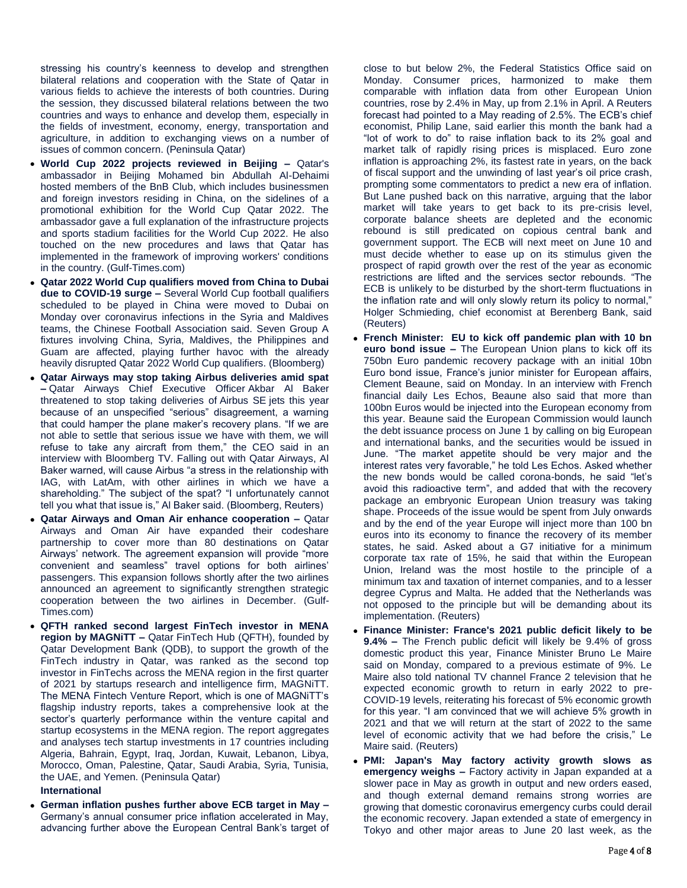stressing his country's keenness to develop and strengthen bilateral relations and cooperation with the State of Qatar in various fields to achieve the interests of both countries. During the session, they discussed bilateral relations between the two countries and ways to enhance and develop them, especially in the fields of investment, economy, energy, transportation and agriculture, in addition to exchanging views on a number of issues of common concern. (Peninsula Qatar)

- **World Cup 2022 projects reviewed in Beijing –** Qatar's ambassador in Beijing Mohamed bin Abdullah Al-Dehaimi hosted members of the BnB Club, which includes businessmen and foreign investors residing in China, on the sidelines of a promotional exhibition for the World Cup Qatar 2022. The ambassador gave a full explanation of the infrastructure projects and sports stadium facilities for the World Cup 2022. He also touched on the new procedures and laws that Qatar has implemented in the framework of improving workers' conditions in the country. (Gulf-Times.com)
- **Qatar 2022 World Cup qualifiers moved from China to Dubai due to COVID-19 surge –** Several World Cup football qualifiers scheduled to be played in China were moved to Dubai on Monday over coronavirus infections in the Syria and Maldives teams, the Chinese Football Association said. Seven Group A fixtures involving China, Syria, Maldives, the Philippines and Guam are affected, playing further havoc with the already heavily disrupted Qatar 2022 World Cup qualifiers. (Bloomberg)
- **Qatar Airways may stop taking Airbus deliveries amid spat –** Qatar Airways Chief Executive Officer Akbar Al Baker threatened to stop taking deliveries of Airbus SE jets this year because of an unspecified "serious" disagreement, a warning that could hamper the plane maker's recovery plans. "If we are not able to settle that serious issue we have with them, we will refuse to take any aircraft from them," the CEO said in an interview with Bloomberg TV. Falling out with Qatar Airways, Al Baker warned, will cause Airbus "a stress in the relationship with IAG, with LatAm, with other airlines in which we have a shareholding." The subject of the spat? "I unfortunately cannot tell you what that issue is," Al Baker said. (Bloomberg, Reuters)
- **Qatar Airways and Oman Air enhance cooperation –** Qatar Airways and Oman Air have expanded their codeshare partnership to cover more than 80 destinations on Qatar Airways' network. The agreement expansion will provide "more convenient and seamless" travel options for both airlines' passengers. This expansion follows shortly after the two airlines announced an agreement to significantly strengthen strategic cooperation between the two airlines in December. (Gulf-Times.com)
- **QFTH ranked second largest FinTech investor in MENA region by MAGNiTT –** Qatar FinTech Hub (QFTH), founded by Qatar Development Bank (QDB), to support the growth of the FinTech industry in Qatar, was ranked as the second top investor in FinTechs across the MENA region in the first quarter of 2021 by startups research and intelligence firm, MAGNiTT. The MENA Fintech Venture Report, which is one of MAGNiTT's flagship industry reports, takes a comprehensive look at the sector's quarterly performance within the venture capital and startup ecosystems in the MENA region. The report aggregates and analyses tech startup investments in 17 countries including Algeria, Bahrain, Egypt, Iraq, Jordan, Kuwait, Lebanon, Libya, Morocco, Oman, Palestine, Qatar, Saudi Arabia, Syria, Tunisia, the UAE, and Yemen. (Peninsula Qatar)

**International**

- **German inflation pushes further above ECB target in May –** Germany's annual consumer price inflation accelerated in May, advancing further above the European Central Bank's target of close to but below 2%, the Federal Statistics Office said on Monday. Consumer prices, harmonized to make them comparable with inflation data from other European Union countries, rose by 2.4% in May, up from 2.1% in April. A Reuters forecast had pointed to a May reading of 2.5%. The ECB's chief economist, Philip Lane, said earlier this month the bank had a "lot of work to do" to raise inflation back to its 2% goal and market talk of rapidly rising prices is misplaced. Euro zone inflation is approaching 2%, its fastest rate in years, on the back of fiscal support and the unwinding of last year's oil price crash, prompting some commentators to predict a new era of inflation. But Lane pushed back on this narrative, arguing that the labor market will take years to get back to its pre-crisis level, corporate balance sheets are depleted and the economic rebound is still predicated on copious central bank and government support. The ECB will next meet on June 10 and must decide whether to ease up on its stimulus given the prospect of rapid growth over the rest of the year as economic restrictions are lifted and the services sector rebounds. "The ECB is unlikely to be disturbed by the short-term fluctuations in the inflation rate and will only slowly return its policy to normal," Holger Schmieding, chief economist at Berenberg Bank, said (Reuters)
- **French Minister: EU to kick off pandemic plan with 10 bn euro bond issue –** The European Union plans to kick off its 750bn Euro pandemic recovery package with an initial 10bn Euro bond issue, France's junior minister for European affairs, Clement Beaune, said on Monday. In an interview with French financial daily Les Echos, Beaune also said that more than 100bn Euros would be injected into the European economy from this year. Beaune said the European Commission would launch the debt issuance process on June 1 by calling on big European and international banks, and the securities would be issued in June. "The market appetite should be very major and the interest rates very favorable," he told Les Echos. Asked whether the new bonds would be called corona-bonds, he said "let's avoid this radioactive term", and added that with the recovery package an embryonic European Union treasury was taking shape. Proceeds of the issue would be spent from July onwards and by the end of the year Europe will inject more than 100 bn euros into its economy to finance the recovery of its member states, he said. Asked about a G7 initiative for a minimum corporate tax rate of 15%, he said that within the European Union, Ireland was the most hostile to the principle of a minimum tax and taxation of internet companies, and to a lesser degree Cyprus and Malta. He added that the Netherlands was not opposed to the principle but will be demanding about its implementation. (Reuters)
- **Finance Minister: France's 2021 public deficit likely to be 9.4% –** The French public deficit will likely be 9.4% of gross domestic product this year, Finance Minister Bruno Le Maire said on Monday, compared to a previous estimate of 9%. Le Maire also told national TV channel France 2 television that he expected economic growth to return in early 2022 to pre-COVID-19 levels, reiterating his forecast of 5% economic growth for this year. "I am convinced that we will achieve 5% growth in 2021 and that we will return at the start of 2022 to the same level of economic activity that we had before the crisis," Le Maire said. (Reuters)
- **PMI: Japan's May factory activity growth slows as emergency weighs –** Factory activity in Japan expanded at a slower pace in May as growth in output and new orders eased, and though external demand remains strong worries are growing that domestic coronavirus emergency curbs could derail the economic recovery. Japan extended a state of emergency in Tokyo and other major areas to June 20 last week, as the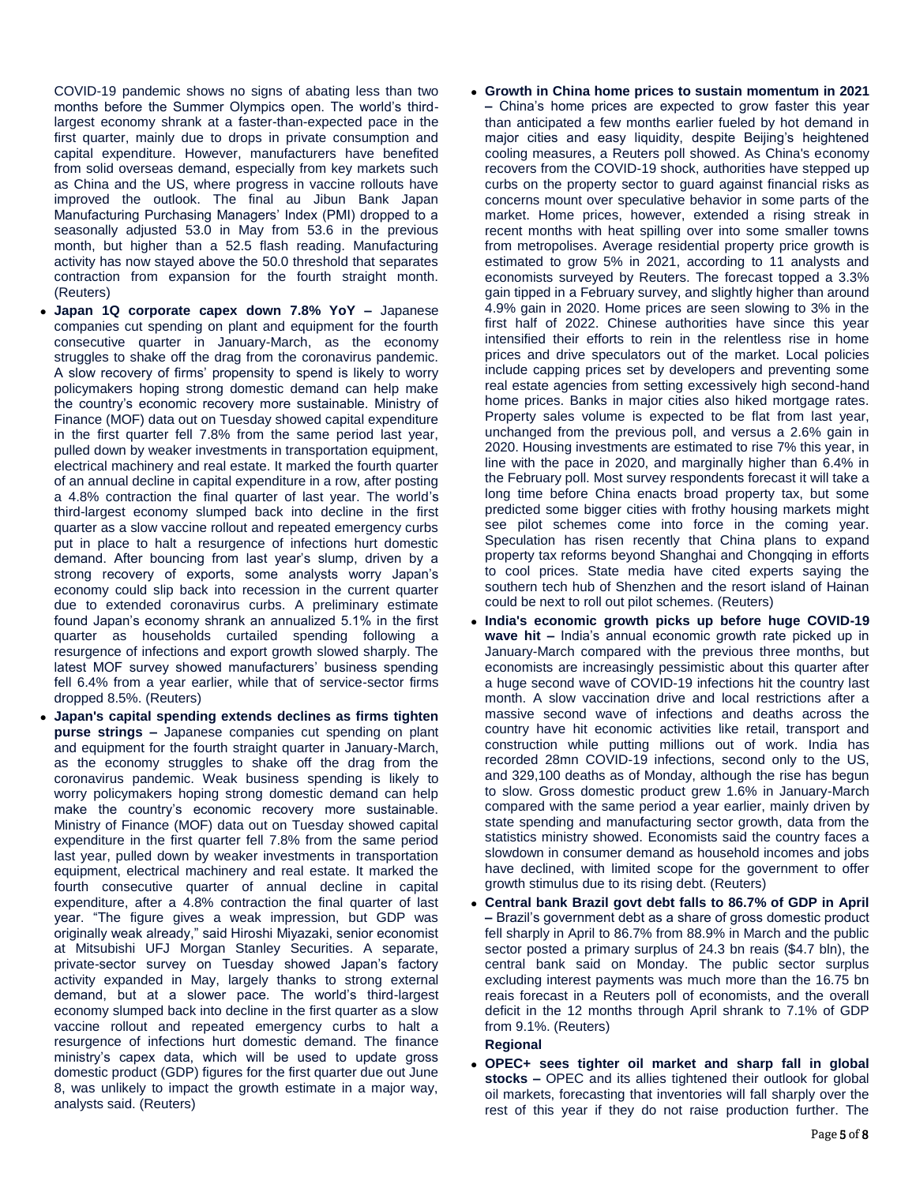COVID-19 pandemic shows no signs of abating less than two months before the Summer Olympics open. The world's third-largest economy shrank at a faster-than-expected pace in the first quarter, mainly due to drops in private consumption and capital expenditure. However, manufacturers have benefited from solid overseas demand, especially from key markets such as China and the US, where progress in vaccine rollouts have improved the outlook. The final au Jibun Bank Japan Manufacturing Purchasing Managers' Index (PMI) dropped to a seasonally adjusted 53.0 in May from 53.6 in the previous month, but higher than a 52.5 flash reading. Manufacturing activity has now stayed above the 50.0 threshold that separates contraction from expansion for the fourth straight month. (Reuters)

- **Japan 1Q corporate capex down 7.8% YoY –** Japanese companies cut spending on plant and equipment for the fourth consecutive quarter in January-March, as the economy struggles to shake off the drag from the coronavirus pandemic. A slow recovery of firms' propensity to spend is likely to worry policymakers hoping strong domestic demand can help make the country's economic recovery more sustainable. Ministry of Finance (MOF) data out on Tuesday showed capital expenditure in the first quarter fell 7.8% from the same period last year, pulled down by weaker investments in transportation equipment, electrical machinery and real estate. It marked the fourth quarter of an annual decline in capital expenditure in a row, after posting a 4.8% contraction the final quarter of last year. The world's third-largest economy slumped back into decline in the first quarter as a slow vaccine rollout and repeated emergency curbs put in place to halt a resurgence of infections hurt domestic demand. After bouncing from last year's slump, driven by a strong recovery of exports, some analysts worry Japan's economy could slip back into recession in the current quarter due to extended coronavirus curbs. A preliminary estimate found Japan's economy shrank an annualized 5.1% in the first quarter as households curtailed spending following a resurgence of infections and export growth slowed sharply. The latest MOF survey showed manufacturers' business spending fell 6.4% from a year earlier, while that of service-sector firms dropped 8.5%. (Reuters)
- **Japan's capital spending extends declines as firms tighten purse strings –** Japanese companies cut spending on plant and equipment for the fourth straight quarter in January-March, as the economy struggles to shake off the drag from the coronavirus pandemic. Weak business spending is likely to worry policymakers hoping strong domestic demand can help make the country's economic recovery more sustainable. Ministry of Finance (MOF) data out on Tuesday showed capital expenditure in the first quarter fell 7.8% from the same period last year, pulled down by weaker investments in transportation equipment, electrical machinery and real estate. It marked the fourth consecutive quarter of annual decline in capital expenditure, after a 4.8% contraction the final quarter of last year. "The figure gives a weak impression, but GDP was originally weak already," said Hiroshi Miyazaki, senior economist at Mitsubishi UFJ Morgan Stanley Securities. A separate, private-sector survey on Tuesday showed Japan's factory activity expanded in May, largely thanks to strong external demand, but at a slower pace. The world's third-largest economy slumped back into decline in the first quarter as a slow vaccine rollout and repeated emergency curbs to halt a resurgence of infections hurt domestic demand. The finance ministry's capex data, which will be used to update gross domestic product (GDP) figures for the first quarter due out June 8, was unlikely to impact the growth estimate in a major way, analysts said. (Reuters)
- **Growth in China home prices to sustain momentum in 2021 –** China's home prices are expected to grow faster this year than anticipated a few months earlier fueled by hot demand in major cities and easy liquidity, despite Beijing's heightened cooling measures, a Reuters poll showed. As China's economy recovers from the COVID-19 shock, authorities have stepped up curbs on the property sector to guard against financial risks as concerns mount over speculative behavior in some parts of the market. Home prices, however, extended a rising streak in recent months with heat spilling over into some smaller towns from metropolises. Average residential property price growth is estimated to grow 5% in 2021, according to 11 analysts and economists surveyed by Reuters. The forecast topped a 3.3% gain tipped in a February survey, and slightly higher than around 4.9% gain in 2020. Home prices are seen slowing to 3% in the first half of 2022. Chinese authorities have since this year intensified their efforts to rein in the relentless rise in home prices and drive speculators out of the market. Local policies include capping prices set by developers and preventing some real estate agencies from setting excessively high second-hand home prices. Banks in major cities also hiked mortgage rates. Property sales volume is expected to be flat from last year, unchanged from the previous poll, and versus a 2.6% gain in 2020. Housing investments are estimated to rise 7% this year, in line with the pace in 2020, and marginally higher than 6.4% in the February poll. Most survey respondents forecast it will take a long time before China enacts broad property tax, but some predicted some bigger cities with frothy housing markets might see pilot schemes come into force in the coming year. Speculation has risen recently that China plans to expand property tax reforms beyond Shanghai and Chongqing in efforts to cool prices. State media have cited experts saying the southern tech hub of Shenzhen and the resort island of Hainan could be next to roll out pilot schemes. (Reuters)
- **India's economic growth picks up before huge COVID-19 wave hit –** India's annual economic growth rate picked up in January-March compared with the previous three months, but economists are increasingly pessimistic about this quarter after a huge second wave of COVID-19 infections hit the country last month. A slow vaccination drive and local restrictions after a massive second wave of infections and deaths across the country have hit economic activities like retail, transport and construction while putting millions out of work. India has recorded 28mn COVID-19 infections, second only to the US, and 329,100 deaths as of Monday, although the rise has begun to slow. Gross domestic product grew 1.6% in January-March compared with the same period a year earlier, mainly driven by state spending and manufacturing sector growth, data from the statistics ministry showed. Economists said the country faces a slowdown in consumer demand as household incomes and jobs have declined, with limited scope for the government to offer growth stimulus due to its rising debt. (Reuters)
- **Central bank Brazil govt debt falls to 86.7% of GDP in April –** Brazil's government debt as a share of gross domestic product fell sharply in April to 86.7% from 88.9% in March and the public sector posted a primary surplus of 24.3 bn reais ($4.7 bln), the central bank said on Monday. The public sector surplus excluding interest payments was much more than the 16.75 bn reais forecast in a Reuters poll of economists, and the overall deficit in the 12 months through April shrank to 7.1% of GDP from 9.1%. (Reuters)

**Regional**

- **OPEC+ sees tighter oil market and sharp fall in global stocks –** OPEC and its allies tightened their outlook for global oil markets, forecasting that inventories will fall sharply over the rest of this year if they do not raise production further. The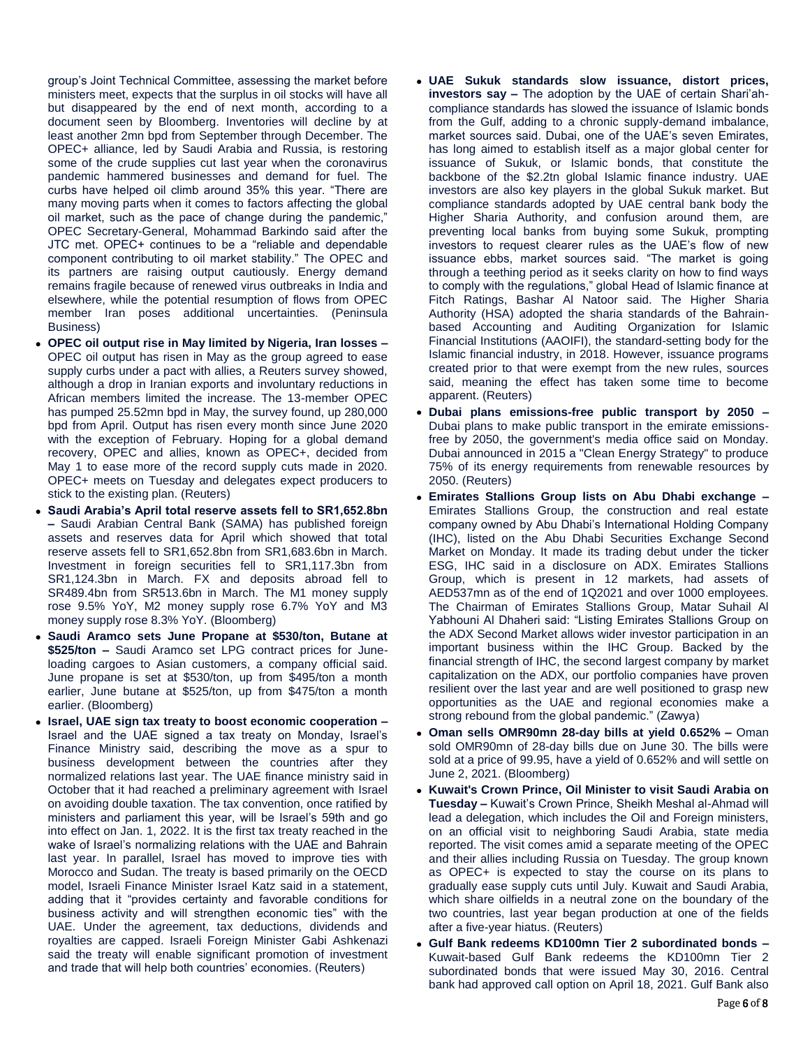group's Joint Technical Committee, assessing the market before ministers meet, expects that the surplus in oil stocks will have all but disappeared by the end of next month, according to a document seen by Bloomberg. Inventories will decline by at least another 2mn bpd from September through December. The OPEC+ alliance, led by Saudi Arabia and Russia, is restoring some of the crude supplies cut last year when the coronavirus pandemic hammered businesses and demand for fuel. The curbs have helped oil climb around 35% this year. "There are many moving parts when it comes to factors affecting the global oil market, such as the pace of change during the pandemic," OPEC Secretary-General, Mohammad Barkindo said after the JTC met. OPEC+ continues to be a "reliable and dependable component contributing to oil market stability." The OPEC and its partners are raising output cautiously. Energy demand remains fragile because of renewed virus outbreaks in India and elsewhere, while the potential resumption of flows from OPEC member Iran poses additional uncertainties. (Peninsula Business)

- **OPEC oil output rise in May limited by Nigeria, Iran losses –** OPEC oil output has risen in May as the group agreed to ease supply curbs under a pact with allies, a Reuters survey showed, although a drop in Iranian exports and involuntary reductions in African members limited the increase. The 13-member OPEC has pumped 25.52mn bpd in May, the survey found, up 280,000 bpd from April. Output has risen every month since June 2020 with the exception of February. Hoping for a global demand recovery, OPEC and allies, known as OPEC+, decided from May 1 to ease more of the record supply cuts made in 2020. OPEC+ meets on Tuesday and delegates expect producers to stick to the existing plan. (Reuters)
- **Saudi Arabia's April total reserve assets fell to SR1,652.8bn –** Saudi Arabian Central Bank (SAMA) has published foreign assets and reserves data for April which showed that total reserve assets fell to SR1,652.8bn from SR1,683.6bn in March. Investment in foreign securities fell to SR1,117.3bn from SR1,124.3bn in March. FX and deposits abroad fell to SR489.4bn from SR513.6bn in March. The M1 money supply rose 9.5% YoY, M2 money supply rose 6.7% YoY and M3 money supply rose 8.3% YoY. (Bloomberg)
- **Saudi Aramco sets June Propane at $530/ton, Butane at $525/ton –** Saudi Aramco set LPG contract prices for June-loading cargoes to Asian customers, a company official said. June propane is set at $530/ton, up from $495/ton a month earlier, June butane at $525/ton, up from $475/ton a month earlier. (Bloomberg)
- **Israel, UAE sign tax treaty to boost economic cooperation –** Israel and the UAE signed a tax treaty on Monday, Israel's Finance Ministry said, describing the move as a spur to business development between the countries after they normalized relations last year. The UAE finance ministry said in October that it had reached a preliminary agreement with Israel on avoiding double taxation. The tax convention, once ratified by ministers and parliament this year, will be Israel's 59th and go into effect on Jan. 1, 2022. It is the first tax treaty reached in the wake of Israel's normalizing relations with the UAE and Bahrain last year. In parallel, Israel has moved to improve ties with Morocco and Sudan. The treaty is based primarily on the OECD model, Israeli Finance Minister Israel Katz said in a statement, adding that it "provides certainty and favorable conditions for business activity and will strengthen economic ties" with the UAE. Under the agreement, tax deductions, dividends and royalties are capped. Israeli Foreign Minister Gabi Ashkenazi said the treaty will enable significant promotion of investment and trade that will help both countries' economies. (Reuters)
- **UAE Sukuk standards slow issuance, distort prices, investors say –** The adoption by the UAE of certain Shari'ah-compliance standards has slowed the issuance of Islamic bonds from the Gulf, adding to a chronic supply-demand imbalance, market sources said. Dubai, one of the UAE's seven Emirates, has long aimed to establish itself as a major global center for issuance of Sukuk, or Islamic bonds, that constitute the backbone of the $2.2tn global Islamic finance industry. UAE investors are also key players in the global Sukuk market. But compliance standards adopted by UAE central bank body the Higher Sharia Authority, and confusion around them, are preventing local banks from buying some Sukuk, prompting investors to request clearer rules as the UAE's flow of new issuance ebbs, market sources said. "The market is going through a teething period as it seeks clarity on how to find ways to comply with the regulations," global Head of Islamic finance at Fitch Ratings, Bashar Al Natoor said. The Higher Sharia Authority (HSA) adopted the sharia standards of the Bahrain-based Accounting and Auditing Organization for Islamic Financial Institutions (AAOIFI), the standard-setting body for the Islamic financial industry, in 2018. However, issuance programs created prior to that were exempt from the new rules, sources said, meaning the effect has taken some time to become apparent. (Reuters)
- **Dubai plans emissions-free public transport by 2050 –** Dubai plans to make public transport in the emirate emissions-free by 2050, the government's media office said on Monday. Dubai announced in 2015 a "Clean Energy Strategy" to produce 75% of its energy requirements from renewable resources by 2050. (Reuters)
- **Emirates Stallions Group lists on Abu Dhabi exchange –** Emirates Stallions Group, the construction and real estate company owned by Abu Dhabi's International Holding Company (IHC), listed on the Abu Dhabi Securities Exchange Second Market on Monday. It made its trading debut under the ticker ESG, IHC said in a disclosure on ADX. Emirates Stallions Group, which is present in 12 markets, had assets of AED537mn as of the end of 1Q2021 and over 1000 employees. The Chairman of Emirates Stallions Group, Matar Suhail Al Yabhouni Al Dhaheri said: "Listing Emirates Stallions Group on the ADX Second Market allows wider investor participation in an important business within the IHC Group. Backed by the financial strength of IHC, the second largest company by market capitalization on the ADX, our portfolio companies have proven resilient over the last year and are well positioned to grasp new opportunities as the UAE and regional economies make a strong rebound from the global pandemic." (Zawya)
- **Oman sells OMR90mn 28-day bills at yield 0.652% –** Oman sold OMR90mn of 28-day bills due on June 30. The bills were sold at a price of 99.95, have a yield of 0.652% and will settle on June 2, 2021. (Bloomberg)
- **Kuwait's Crown Prince, Oil Minister to visit Saudi Arabia on Tuesday –** Kuwait's Crown Prince, Sheikh Meshal al-Ahmad will lead a delegation, which includes the Oil and Foreign ministers, on an official visit to neighboring Saudi Arabia, state media reported. The visit comes amid a separate meeting of the OPEC and their allies including Russia on Tuesday. The group known as OPEC+ is expected to stay the course on its plans to gradually ease supply cuts until July. Kuwait and Saudi Arabia, which share oilfields in a neutral zone on the boundary of the two countries, last year began production at one of the fields after a five-year hiatus. (Reuters)
- **Gulf Bank redeems KD100mn Tier 2 subordinated bonds –** Kuwait-based Gulf Bank redeems the KD100mn Tier 2 subordinated bonds that were issued May 30, 2016. Central bank had approved call option on April 18, 2021. Gulf Bank also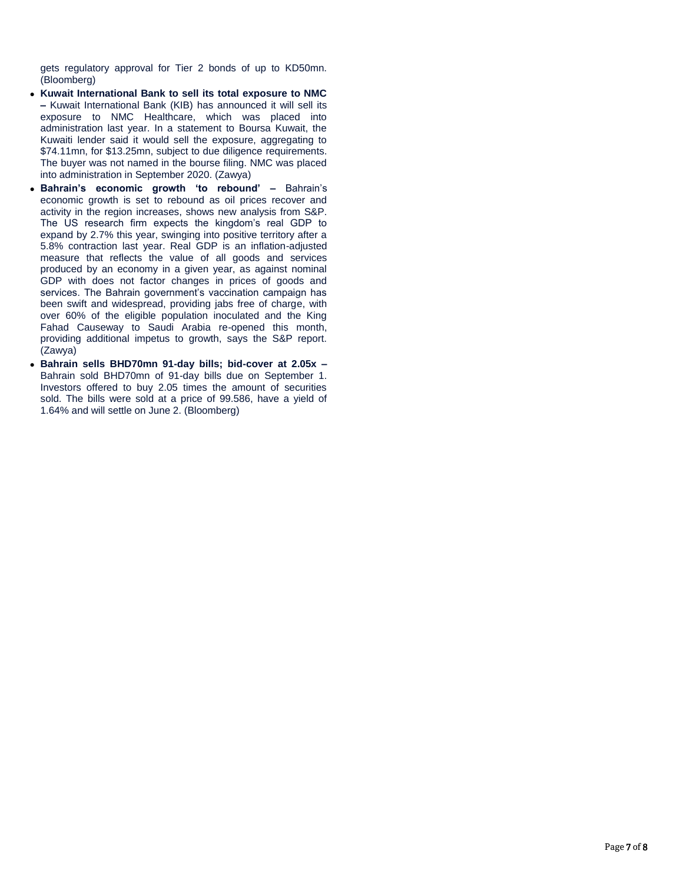gets regulatory approval for Tier 2 bonds of up to KD50mn. (Bloomberg)

- **Kuwait International Bank to sell its total exposure to NMC –** Kuwait International Bank (KIB) has announced it will sell its exposure to NMC Healthcare, which was placed into administration last year. In a statement to Boursa Kuwait, the Kuwaiti lender said it would sell the exposure, aggregating to $74.11mn, for $13.25mn, subject to due diligence requirements. The buyer was not named in the bourse filing. NMC was placed into administration in September 2020. (Zawya)
- **Bahrain's economic growth 'to rebound' –** Bahrain's economic growth is set to rebound as oil prices recover and activity in the region increases, shows new analysis from S&P. The US research firm expects the kingdom's real GDP to expand by 2.7% this year, swinging into positive territory after a 5.8% contraction last year. Real GDP is an inflation-adjusted measure that reflects the value of all goods and services produced by an economy in a given year, as against nominal GDP with does not factor changes in prices of goods and services. The Bahrain government's vaccination campaign has been swift and widespread, providing jabs free of charge, with over 60% of the eligible population inoculated and the King Fahad Causeway to Saudi Arabia re-opened this month, providing additional impetus to growth, says the S&P report. (Zawya)
- **Bahrain sells BHD70mn 91-day bills; bid-cover at 2.05x –** Bahrain sold BHD70mn of 91-day bills due on September 1. Investors offered to buy 2.05 times the amount of securities sold. The bills were sold at a price of 99.586, have a yield of 1.64% and will settle on June 2. (Bloomberg)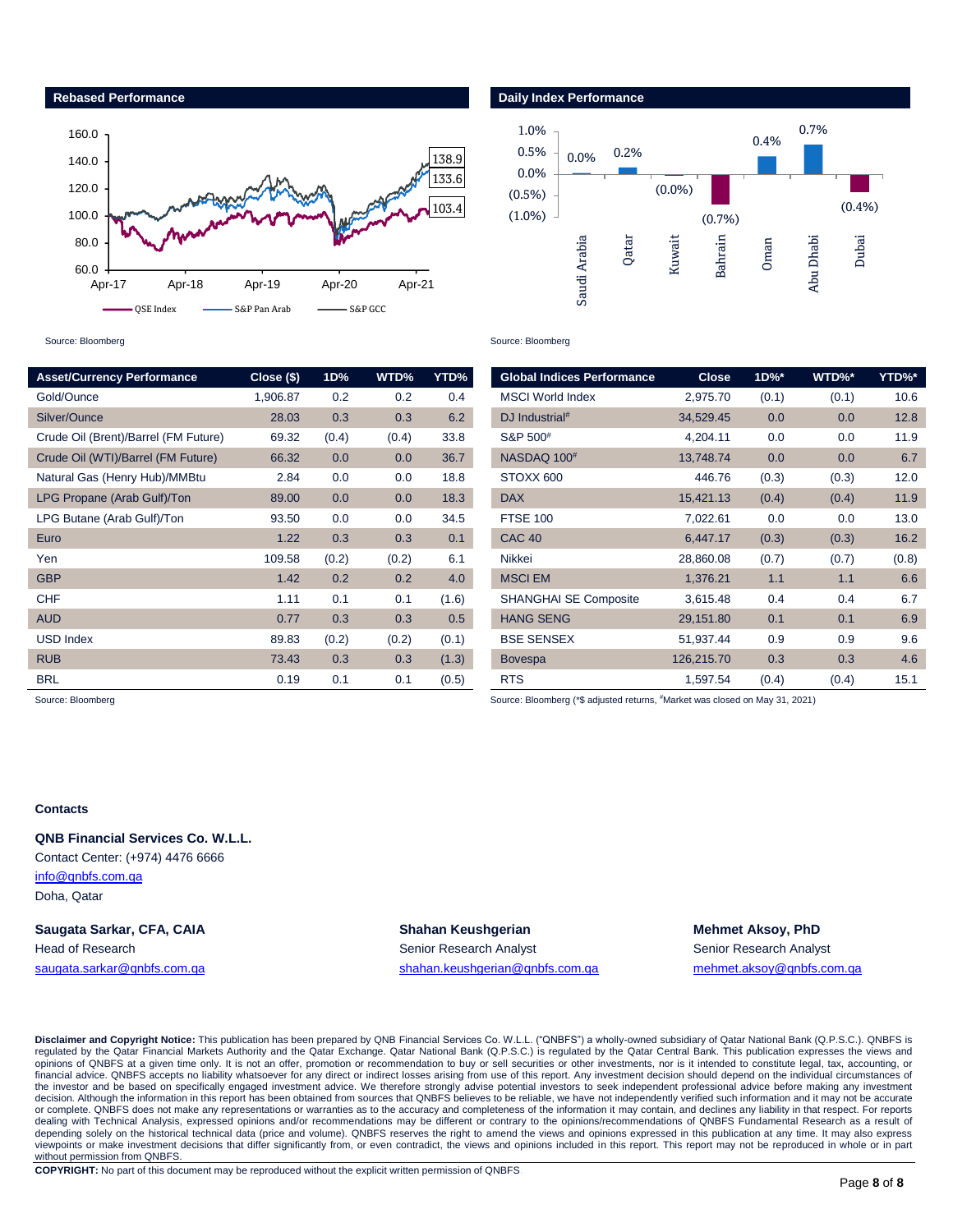**Rebased Performance**

160.0
140.0
120.0
100.0
80.0
60.0

Apr-17 Apr-18 Apr-19 Apr-20 Apr-21

138.9
133.6
103.4

QSE Index S&P Pan Arab S&P GCC

Source: Bloomberg

**Daily Index Performance**

1.0%
0.5%
0.0%
(0.5%)
(1.0%)

Saudi Arabia 0.0%
Qatar 0.2%
Kuwait (0.0%)
Bahrain (0.7%)
Oman 0.4%
Abu Dhabi 0.7%
Dubai (0.4%)

Source: Bloomberg

| Asset/Currency Performance | Close ($) | 1D% | WTD% | YTD% |
|---|---|---|---|---|
| Gold/Ounce | 1,906.87 | 0.2 | 0.2 | 0.4 |
| Silver/Ounce | 28.03 | 0.3 | 0.3 | 6.2 |
| Crude Oil (Brent)/Barrel (FM Future) | 69.32 | (0.4) | (0.4) | 33.8 |
| Crude Oil (WTI)/Barrel (FM Future) | 66.32 | 0.0 | 0.0 | 36.7 |
| Natural Gas (Henry Hub)/MMBtu | 2.84 | 0.0 | 0.0 | 18.8 |
| LPG Propane (Arab Gulf)/Ton | 89.00 | 0.0 | 0.0 | 18.3 |
| LPG Butane (Arab Gulf)/Ton | 93.50 | 0.0 | 0.0 | 34.5 |
| Euro | 1.22 | 0.3 | 0.3 | 0.1 |
| Yen | 109.58 | (0.2) | (0.2) | 6.1 |
| GBP | 1.42 | 0.2 | 0.2 | 4.0 |
| CHF | 1.11 | 0.1 | 0.1 | (1.6) |
| AUD | 0.77 | 0.3 | 0.3 | 0.5 |
| USD Index | 89.83 | (0.2) | (0.2) | (0.1) |
| RUB | 73.43 | 0.3 | 0.3 | (1.3) |
| BRL | 0.19 | 0.1 | 0.1 | (0.5) |

Source: Bloomberg

| Global Indices Performance | Close | 1D%* | WTD%* | YTD%* |
|---|---|---|---|---|
| MSCI World Index | 2,975.70 | (0.1) | (0.1) | 10.6 |
| DJ Industrial# | 34,529.45 | 0.0 | 0.0 | 12.8 |
| S&P 500# | 4,204.11 | 0.0 | 0.0 | 11.9 |
| NASDAQ 100# | 13,748.74 | 0.0 | 0.0 | 6.7 |
| STOXX 600 | 446.76 | (0.3) | (0.3) | 12.0 |
| DAX | 15,421.13 | (0.4) | (0.4) | 11.9 |
| FTSE 100 | 7,022.61 | 0.0 | 0.0 | 13.0 |
| CAC 40 | 6,447.17 | (0.3) | (0.3) | 16.2 |
| Nikkei | 28,860.08 | (0.7) | (0.7) | (0.8) |
| MSCI EM | 1,376.21 | 1.1 | 1.1 | 6.6 |
| SHANGHAI SE Composite | 3,615.48 | 0.4 | 0.4 | 6.7 |
| HANG SENG | 29,151.80 | 0.1 | 0.1 | 6.9 |
| BSE SENSEX | 51,937.44 | 0.9 | 0.9 | 9.6 |
| Bovespa | 126,215.70 | 0.3 | 0.3 | 4.6 |
| RTS | 1,597.54 | (0.4) | (0.4) | 15.1 |

Source: Bloomberg (*$ adjusted returns, #Market was closed on May 31, 2021)

**Contacts**

**QNB Financial Services Co. W.L.L.**
Contact Center: (+974) 4476 6666
info@qnbfs.com.qa
Doha, Qatar

**Saugata Sarkar, CFA, CAIA**
Head of Research
saugata.sarkar@qnbfs.com.qa

**Shahan Keushgerian**
Senior Research Analyst
shahan.keushgerian@qnbfs.com.qa

**Mehmet Aksoy, PhD**
Senior Research Analyst
mehmet.aksoy@qnbfs.com.qa

**Disclaimer and Copyright Notice:** This publication has been prepared by QNB Financial Services Co. W.L.L. ("QNBFS") a wholly-owned subsidiary of Qatar National Bank (Q.P.S.C.). QNBFS is regulated by the Qatar Financial Markets Authority and the Qatar Exchange. Qatar National Bank (Q.P.S.C.) is regulated by the Qatar Central Bank. This publication expresses the views and opinions of QNBFS at a given time only. It is not an offer, promotion or recommendation to buy or sell securities or other investments, nor is it intended to constitute legal, tax, accounting, or financial advice. QNBFS accepts no liability whatsoever for any direct or indirect losses arising from use of this report. Any investment decision should depend on the individual circumstances of the investor and be based on specifically engaged investment advice. We therefore strongly advise potential investors to seek independent professional advice before making any investment decision. Although the information in this report has been obtained from sources that QNBFS believes to be reliable, we have not independently verified such information and it may not be accurate or complete. QNBFS does not make any representations or warranties as to the accuracy and completeness of the information it may contain, and declines any liability in that respect. For reports dealing with Technical Analysis, expressed opinions and/or recommendations may be different or contrary to the opinions/recommendations of QNBFS Fundamental Research as a result of depending solely on the historical technical data (price and volume). QNBFS reserves the right to amend the views and opinions expressed in this publication at any time. It may also express viewpoints or make investment decisions that differ significantly from, or even contradict, the views and opinions included in this report. This report may not be reproduced in whole or in part without permission from QNBFS.

**COPYRIGHT:** No part of this document may be reproduced without the explicit written permission of QNBFS.